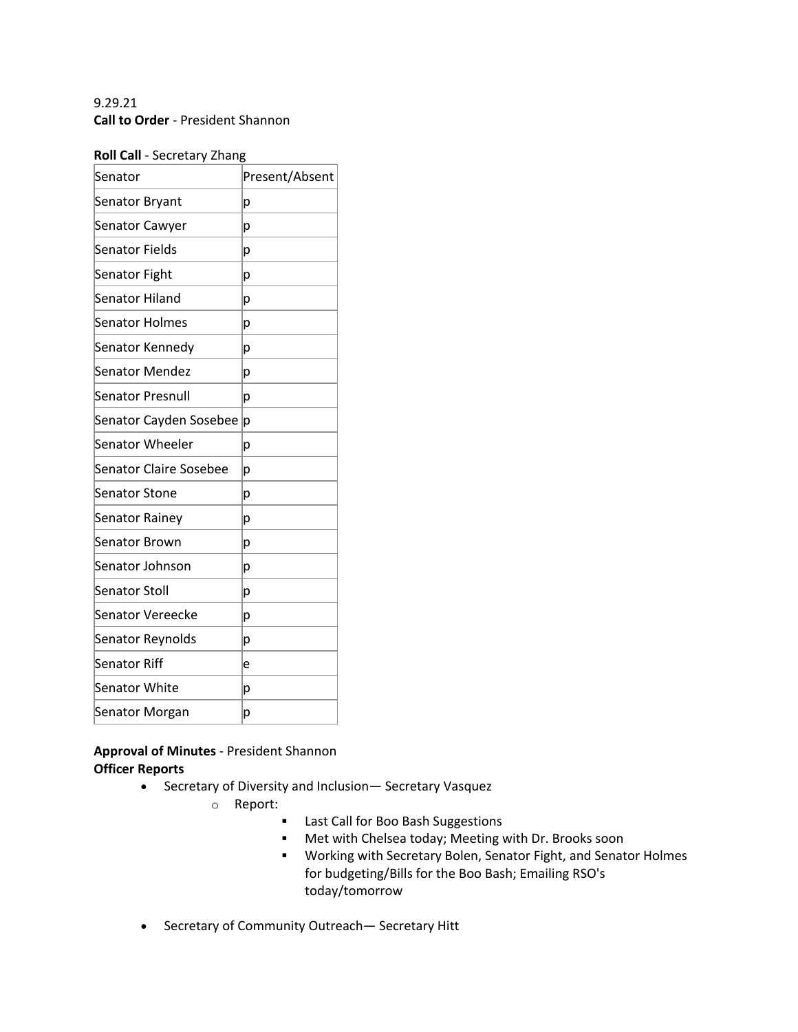9.29.21

**Call to Order** - President Shannon

**Roll Call** - Secretary Zhang

| Senator | Present/Absent |
| --- | --- |
| Senator Bryant | p |
| Senator Cawyer | p |
| Senator Fields | p |
| Senator Fight | p |
| Senator Hiland | p |
| Senator Holmes | p |
| Senator Kennedy | p |
| Senator Mendez | p |
| Senator Presnull | p |
| Senator Cayden Sosebee | p |
| Senator Wheeler | p |
| Senator Claire Sosebee | p |
| Senator Stone | p |
| Senator Rainey | p |
| Senator Brown | p |
| Senator Johnson | p |
| Senator Stoll | p |
| Senator Vereecke | p |
| Senator Reynolds | p |
| Senator Riff | e |
| Senator White | p |
| Senator Morgan | p |

**Approval of Minutes** - President Shannon

**Officer Reports**

- Secretary of Diversity and Inclusion— Secretary Vasquez
  - Report:
    - Last Call for Boo Bash Suggestions
    - Met with Chelsea today; Meeting with Dr. Brooks soon
    - Working with Secretary Bolen, Senator Fight, and Senator Holmes for budgeting/Bills for the Boo Bash; Emailing RSO's today/tomorrow
- Secretary of Community Outreach— Secretary Hitt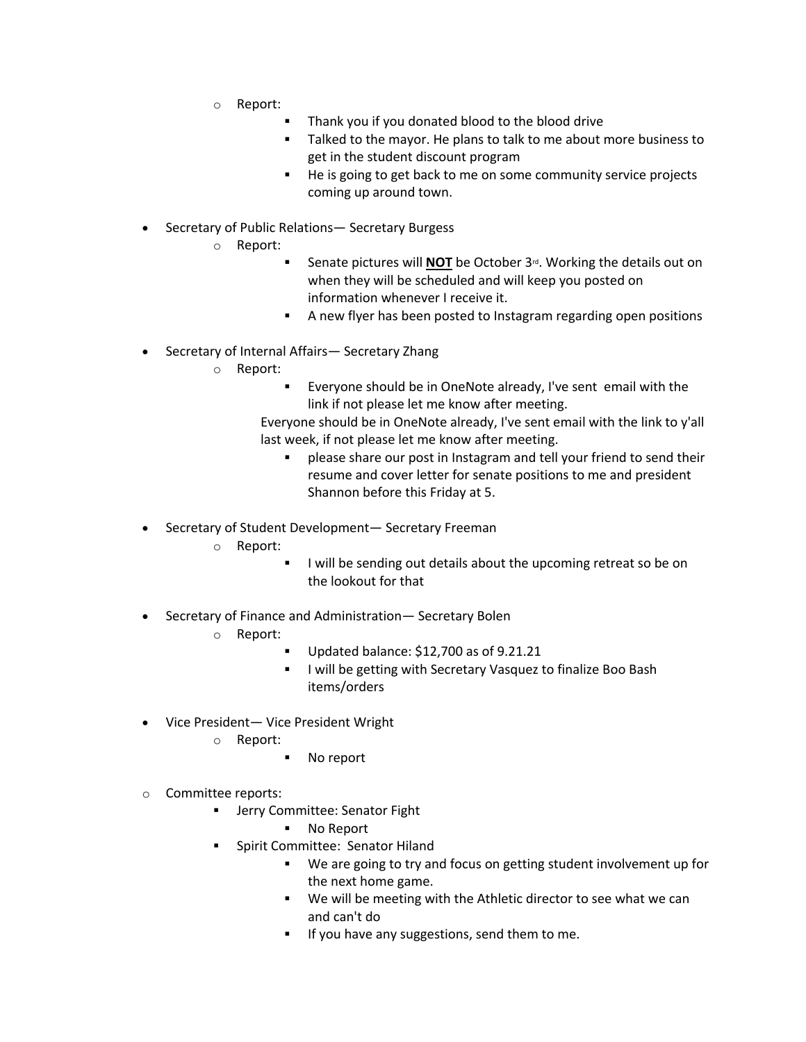- Report:
    - Thank you if you donated blood to the blood drive
    - Talked to the mayor. He plans to talk to me about more business to get in the student discount program
    - He is going to get back to me on some community service projects coming up around town.

- Secretary of Public Relations— Secretary Burgess
  - Report:
    - Senate pictures will **NOT** be October 3rd. Working the details out on when they will be scheduled and will keep you posted on information whenever I receive it.
    - A new flyer has been posted to Instagram regarding open positions

- Secretary of Internal Affairs— Secretary Zhang
  - Report:
    - Everyone should be in OneNote already, I've sent email with the link if not please let me know after meeting.

    Everyone should be in OneNote already, I've sent email with the link to y'all last week, if not please let me know after meeting.

    - please share our post in Instagram and tell your friend to send their resume and cover letter for senate positions to me and president Shannon before this Friday at 5.

- Secretary of Student Development— Secretary Freeman
  - Report:
    - I will be sending out details about the upcoming retreat so be on the lookout for that

- Secretary of Finance and Administration— Secretary Bolen
  - Report:
    - Updated balance: $12,700 as of 9.21.21
    - I will be getting with Secretary Vasquez to finalize Boo Bash items/orders

- Vice President— Vice President Wright
  - Report:
    - No report

- Committee reports:
  - Jerry Committee: Senator Fight
    - No Report
  - Spirit Committee: Senator Hiland
    - We are going to try and focus on getting student involvement up for the next home game.
    - We will be meeting with the Athletic director to see what we can and can't do
    - If you have any suggestions, send them to me.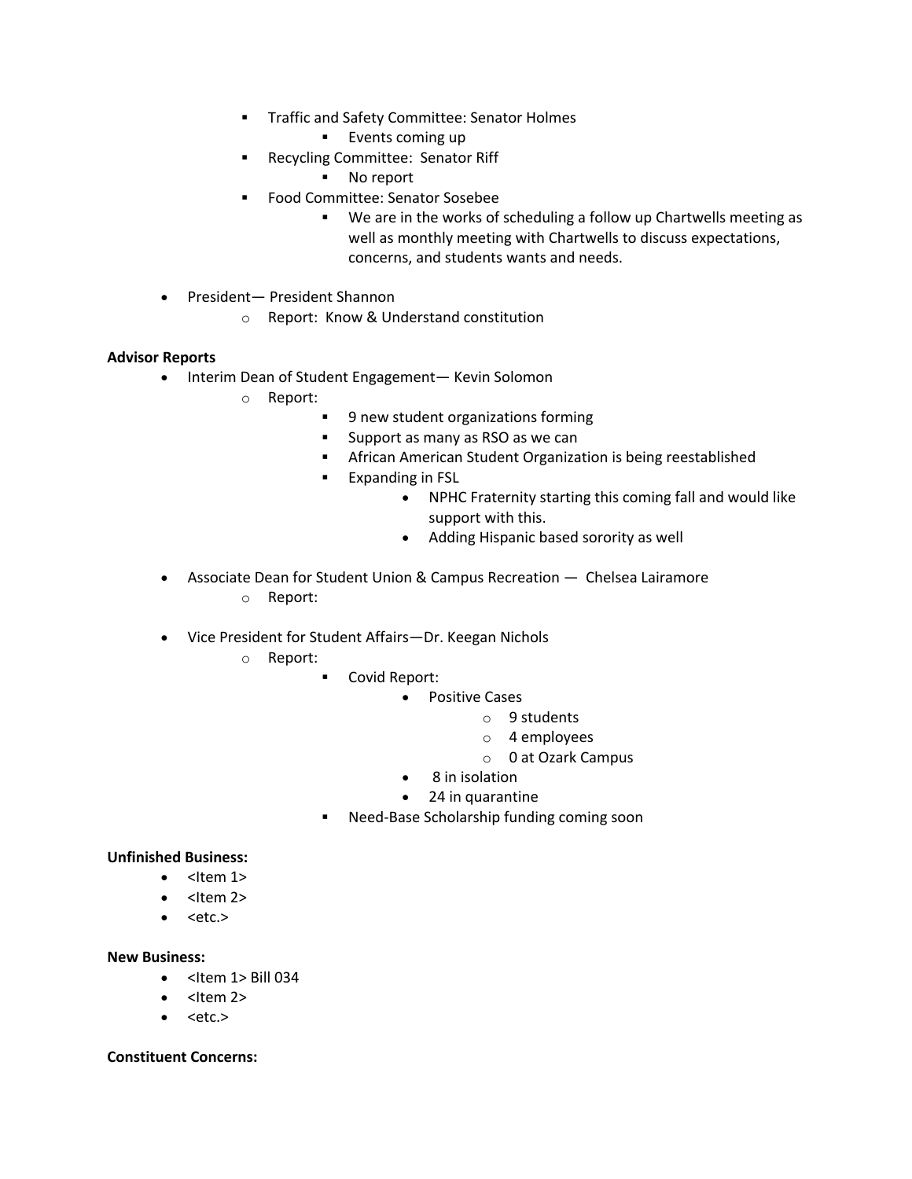- Traffic and Safety Committee: Senator Holmes
  - Events coming up
- Recycling Committee: Senator Riff
  - No report
- Food Committee: Senator Sosebee
  - We are in the works of scheduling a follow up Chartwells meeting as well as monthly meeting with Chartwells to discuss expectations, concerns, and students wants and needs.

- President— President Shannon
  - Report: Know & Understand constitution

**Advisor Reports**

- Interim Dean of Student Engagement— Kevin Solomon
  - Report:
    - 9 new student organizations forming
    - Support as many as RSO as we can
    - African American Student Organization is being reestablished
    - Expanding in FSL
      - NPHC Fraternity starting this coming fall and would like support with this.
      - Adding Hispanic based sorority as well

- Associate Dean for Student Union & Campus Recreation — Chelsea Lairamore
  - Report:

- Vice President for Student Affairs—Dr. Keegan Nichols
  - Report:
    - Covid Report:
      - Positive Cases
        - 9 students
        - 4 employees
        - 0 at Ozark Campus
      - 8 in isolation
      - 24 in quarantine
    - Need-Base Scholarship funding coming soon

**Unfinished Business:**

- <Item 1>
- <Item 2>
- <etc.>

**New Business:**

- <Item 1> Bill 034
- <Item 2>
- <etc.>

**Constituent Concerns:**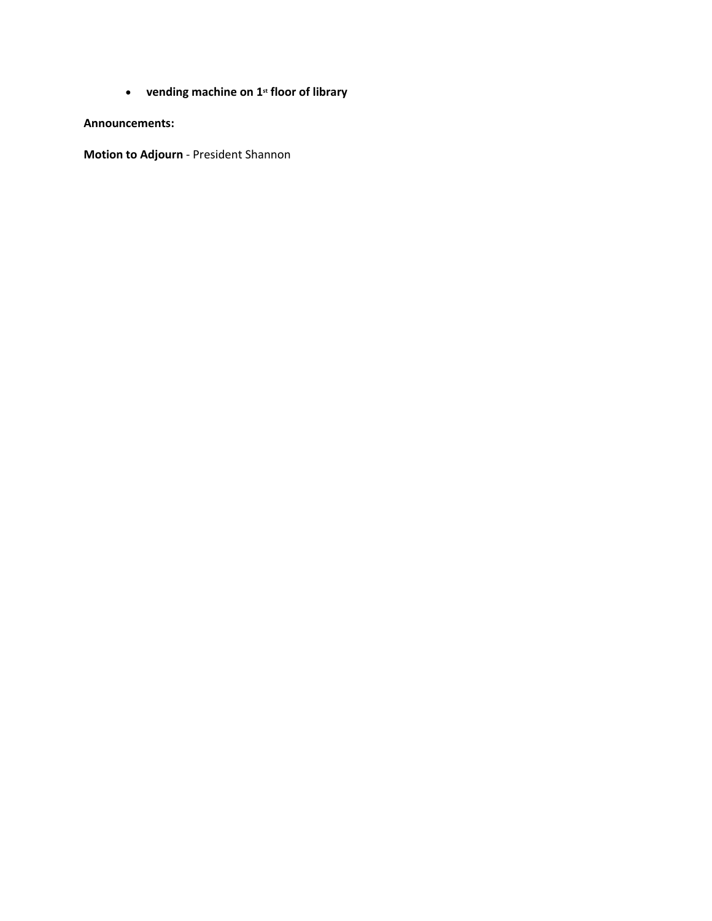- **vending machine on 1st floor of library**

**Announcements:**

**Motion to Adjourn** - President Shannon